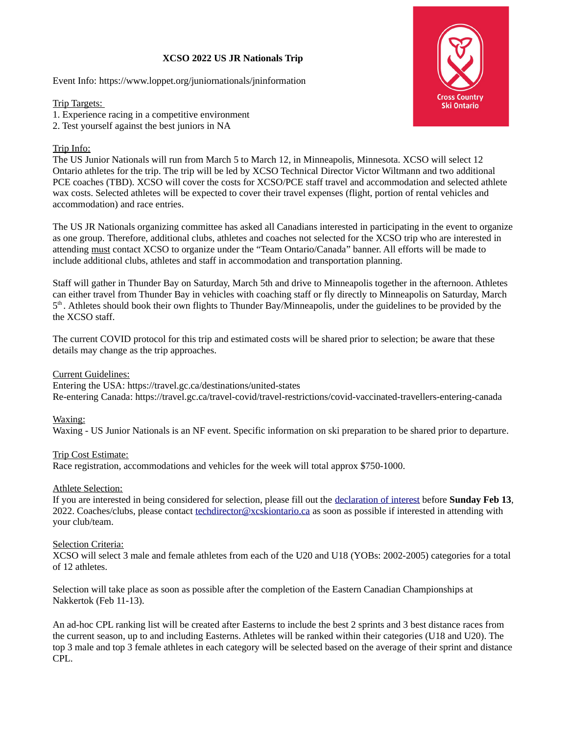# XCSO 2022 US JR Nationals Trip

Event Info: https://www.loppet.org/juniornationals/jninformation

Trip Targets:
1. Experience racing in a competitive environment
2. Test yourself against the best juniors in NA

Trip Info:
The US Junior Nationals will run from March 5 to March 12, in Minneapolis, Minnesota. XCSO will select 12 Ontario athletes for the trip. The trip will be led by XCSO Technical Director Victor Wiltmann and two additional PCE coaches (TBD). XCSO will cover the costs for XCSO/PCE staff travel and accommodation and selected athlete wax costs. Selected athletes will be expected to cover their travel expenses (flight, portion of rental vehicles and accommodation) and race entries.

The US JR Nationals organizing committee has asked all Canadians interested in participating in the event to organize as one group. Therefore, additional clubs, athletes and coaches not selected for the XCSO trip who are interested in attending must contact XCSO to organize under the "Team Ontario/Canada" banner. All efforts will be made to include additional clubs, athletes and staff in accommodation and transportation planning.

Staff will gather in Thunder Bay on Saturday, March 5th and drive to Minneapolis together in the afternoon. Athletes can either travel from Thunder Bay in vehicles with coaching staff or fly directly to Minneapolis on Saturday, March 5th. Athletes should book their own flights to Thunder Bay/Minneapolis, under the guidelines to be provided by the the XCSO staff.

The current COVID protocol for this trip and estimated costs will be shared prior to selection; be aware that these details may change as the trip approaches.

Current Guidelines:
Entering the USA: https://travel.gc.ca/destinations/united-states
Re-entering Canada: https://travel.gc.ca/travel-covid/travel-restrictions/covid-vaccinated-travellers-entering-canada

Waxing:
Waxing - US Junior Nationals is an NF event. Specific information on ski preparation to be shared prior to departure.

Trip Cost Estimate:
Race registration, accommodations and vehicles for the week will total approx $750-1000.

Athlete Selection:
If you are interested in being considered for selection, please fill out the declaration of interest before **Sunday Feb 13**, 2022. Coaches/clubs, please contact techdirector@xcskiontario.ca as soon as possible if interested in attending with your club/team.

Selection Criteria:
XCSO will select 3 male and female athletes from each of the U20 and U18 (YOBs: 2002-2005) categories for a total of 12 athletes.

Selection will take place as soon as possible after the completion of the Eastern Canadian Championships at Nakkertok (Feb 11-13).

An ad-hoc CPL ranking list will be created after Easterns to include the best 2 sprints and 3 best distance races from the current season, up to and including Easterns. Athletes will be ranked within their categories (U18 and U20). The top 3 male and top 3 female athletes in each category will be selected based on the average of their sprint and distance CPL.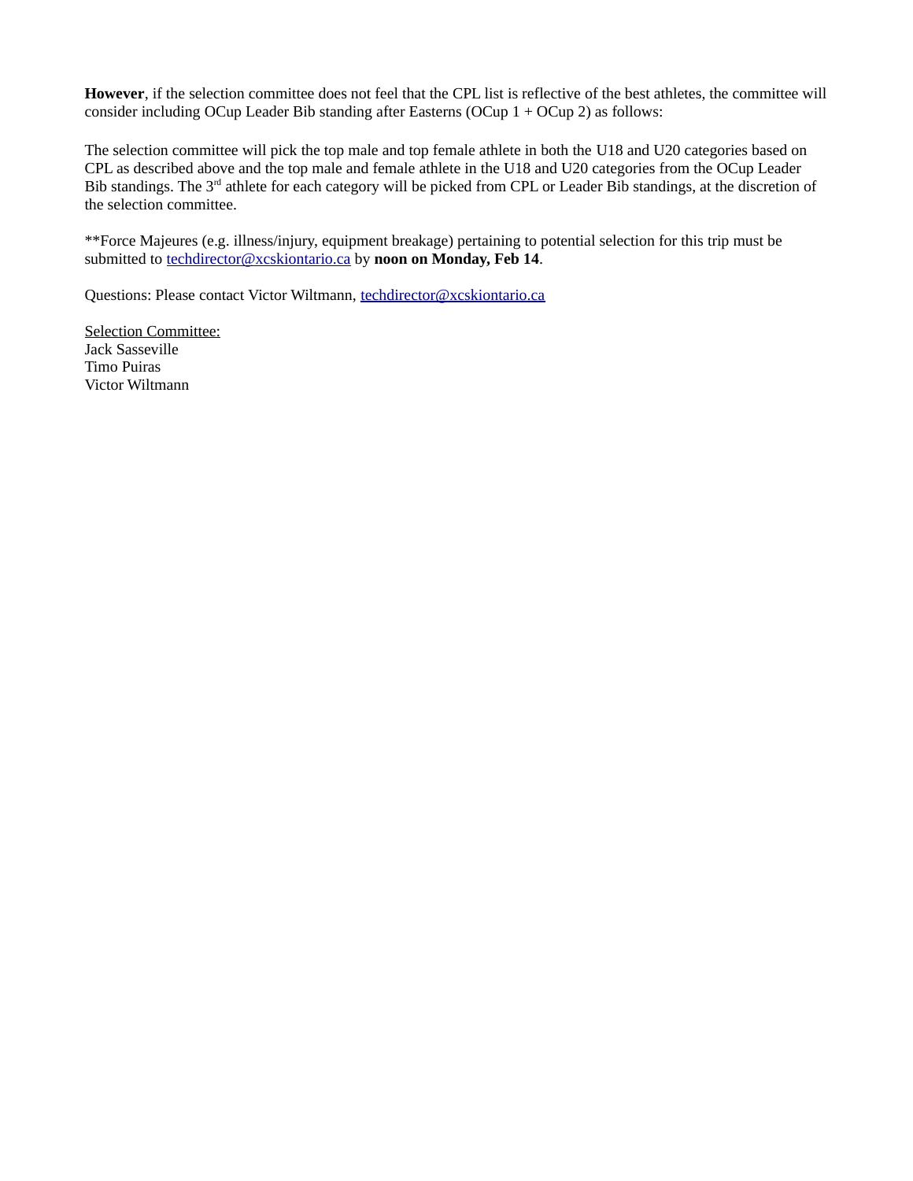**However**, if the selection committee does not feel that the CPL list is reflective of the best athletes, the committee will consider including OCup Leader Bib standing after Easterns (OCup 1 + OCup 2) as follows:

The selection committee will pick the top male and top female athlete in both the U18 and U20 categories based on CPL as described above and the top male and female athlete in the U18 and U20 categories from the OCup Leader Bib standings. The 3rd athlete for each category will be picked from CPL or Leader Bib standings, at the discretion of the selection committee.

**Force Majeures (e.g. illness/injury, equipment breakage) pertaining to potential selection for this trip must be submitted to techdirector@xcskiontario.ca by **noon on Monday, Feb 14**.

Questions: Please contact Victor Wiltmann, techdirector@xcskiontario.ca

Selection Committee:
Jack Sasseville
Timo Puiras
Victor Wiltmann